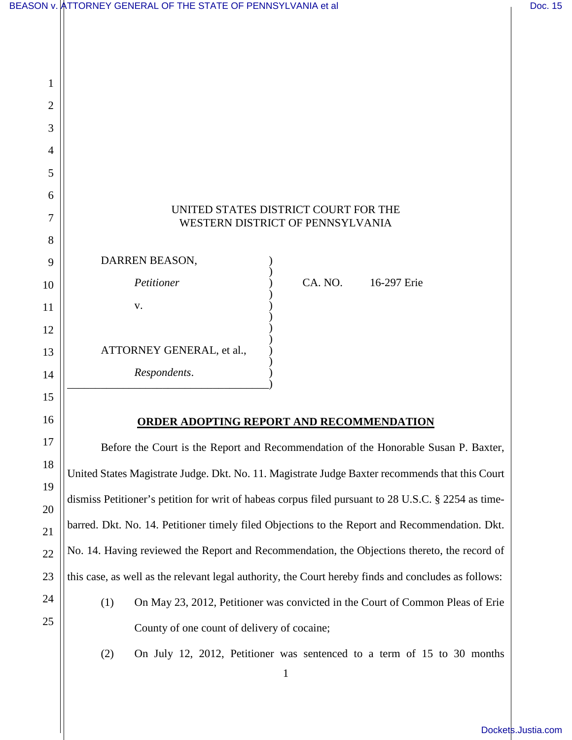UNITED STATES DISTRICT COURT FOR THE
WESTERN DISTRICT OF PENNSYLVANIA

| | |
|---|---|
| DARREN BEASON, | |
| *Petitioner* | CA. NO. 16-297 Erie |
| v. | |
| ATTORNEY GENERAL, et al., | |
| *Respondents*. | |

**ORDER ADOPTING REPORT AND RECOMMENDATION**

Before the Court is the Report and Recommendation of the Honorable Susan P. Baxter, United States Magistrate Judge. Dkt. No. 11. Magistrate Judge Baxter recommends that this Court dismiss Petitioner's petition for writ of habeas corpus filed pursuant to 28 U.S.C. § 2254 as time-barred. Dkt. No. 14. Petitioner timely filed Objections to the Report and Recommendation. Dkt. No. 14. Having reviewed the Report and Recommendation, the Objections thereto, the record of this case, as well as the relevant legal authority, the Court hereby finds and concludes as follows:

(1) On May 23, 2012, Petitioner was convicted in the Court of Common Pleas of Erie County of one count of delivery of cocaine;

(2) On July 12, 2012, Petitioner was sentenced to a term of 15 to 30 months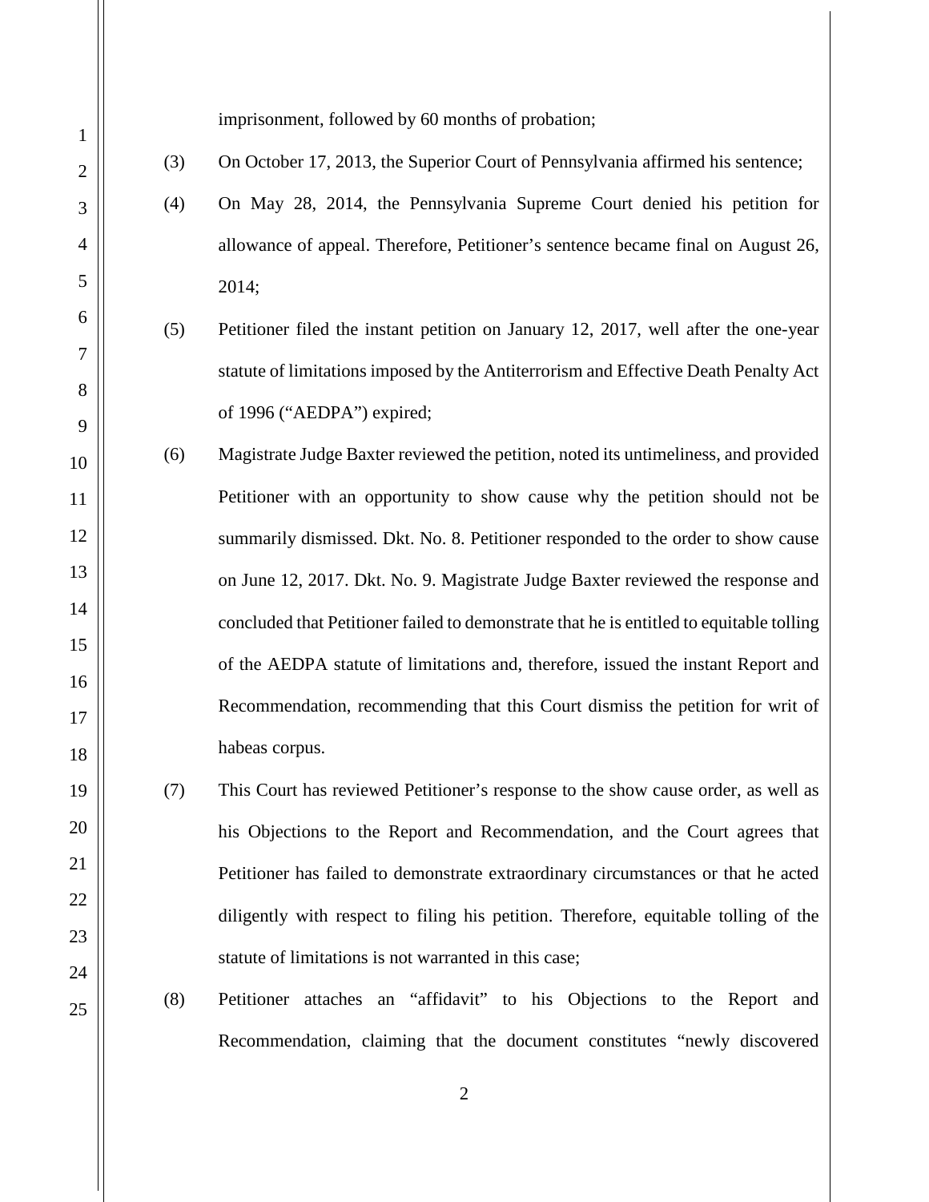imprisonment, followed by 60 months of probation;

(3) On October 17, 2013, the Superior Court of Pennsylvania affirmed his sentence;

(4) On May 28, 2014, the Pennsylvania Supreme Court denied his petition for allowance of appeal. Therefore, Petitioner's sentence became final on August 26, 2014;

(5) Petitioner filed the instant petition on January 12, 2017, well after the one-year statute of limitations imposed by the Antiterrorism and Effective Death Penalty Act of 1996 ("AEDPA") expired;

(6) Magistrate Judge Baxter reviewed the petition, noted its untimeliness, and provided Petitioner with an opportunity to show cause why the petition should not be summarily dismissed. Dkt. No. 8. Petitioner responded to the order to show cause on June 12, 2017. Dkt. No. 9. Magistrate Judge Baxter reviewed the response and concluded that Petitioner failed to demonstrate that he is entitled to equitable tolling of the AEDPA statute of limitations and, therefore, issued the instant Report and Recommendation, recommending that this Court dismiss the petition for writ of habeas corpus.

(7) This Court has reviewed Petitioner's response to the show cause order, as well as his Objections to the Report and Recommendation, and the Court agrees that Petitioner has failed to demonstrate extraordinary circumstances or that he acted diligently with respect to filing his petition. Therefore, equitable tolling of the statute of limitations is not warranted in this case;

(8) Petitioner attaches an "affidavit" to his Objections to the Report and Recommendation, claiming that the document constitutes "newly discovered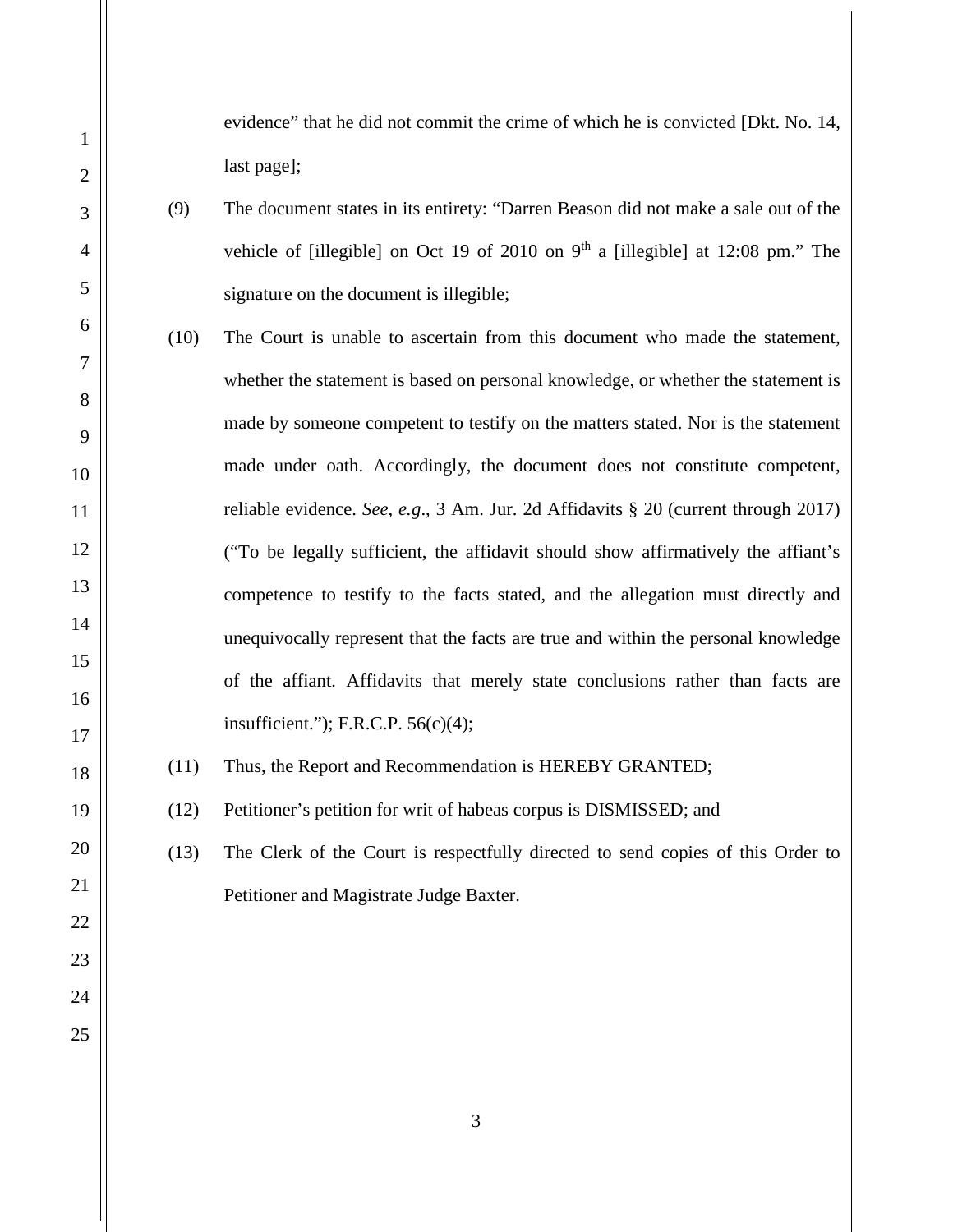evidence" that he did not commit the crime of which he is convicted [Dkt. No. 14, last page];

(9) The document states in its entirety: "Darren Beason did not make a sale out of the vehicle of [illegible] on Oct 19 of 2010 on 9th a [illegible] at 12:08 pm." The signature on the document is illegible;

(10) The Court is unable to ascertain from this document who made the statement, whether the statement is based on personal knowledge, or whether the statement is made by someone competent to testify on the matters stated. Nor is the statement made under oath. Accordingly, the document does not constitute competent, reliable evidence. *See, e.g*., 3 Am. Jur. 2d Affidavits § 20 (current through 2017) ("To be legally sufficient, the affidavit should show affirmatively the affiant's competence to testify to the facts stated, and the allegation must directly and unequivocally represent that the facts are true and within the personal knowledge of the affiant. Affidavits that merely state conclusions rather than facts are insufficient."); F.R.C.P. 56(c)(4);

(11) Thus, the Report and Recommendation is HEREBY GRANTED;

(12) Petitioner's petition for writ of habeas corpus is DISMISSED; and

(13) The Clerk of the Court is respectfully directed to send copies of this Order to Petitioner and Magistrate Judge Baxter.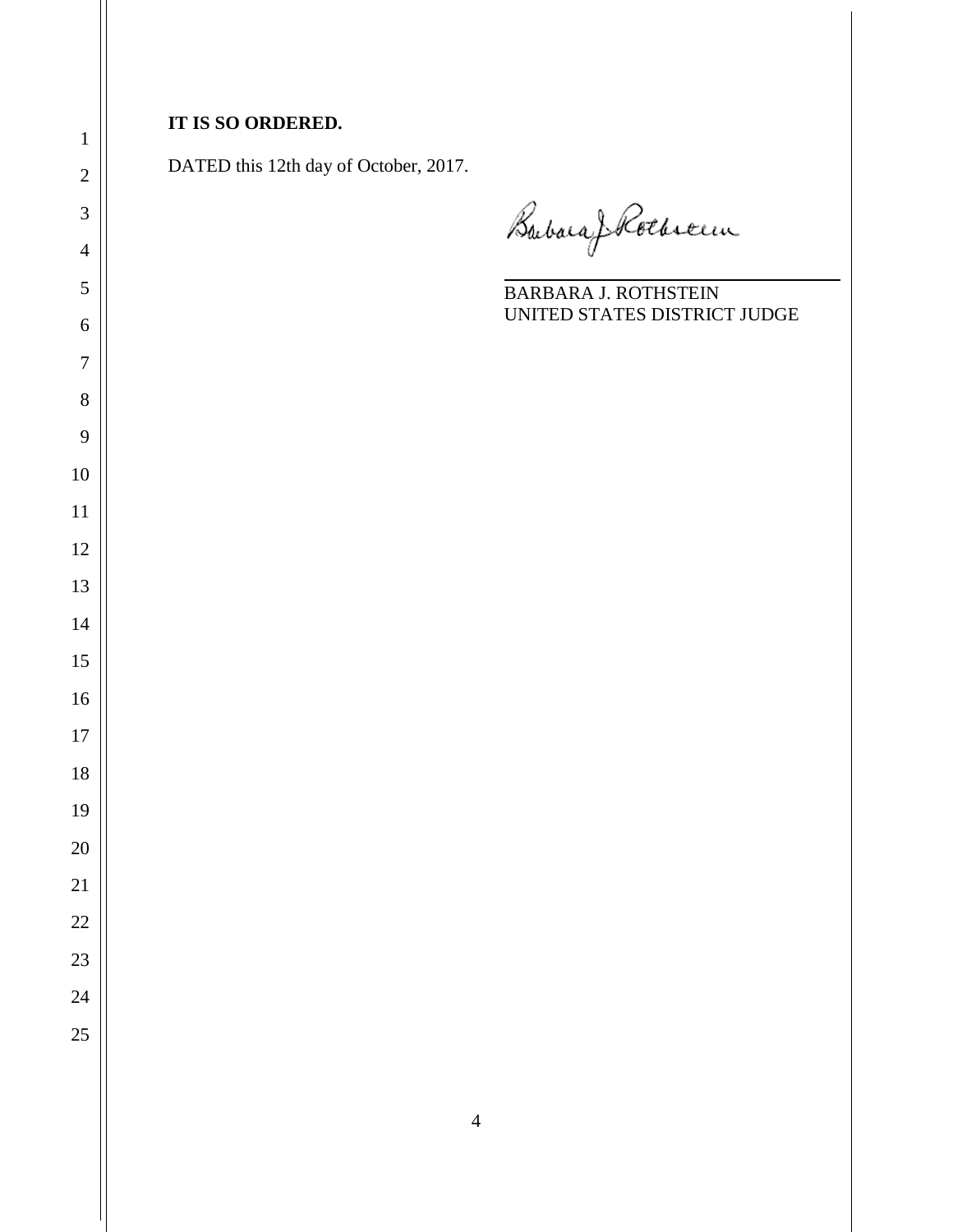**IT IS SO ORDERED.**

DATED this 12th day of October, 2017.

Barbara J. Rothstein

BARBARA J. ROTHSTEIN
UNITED STATES DISTRICT JUDGE